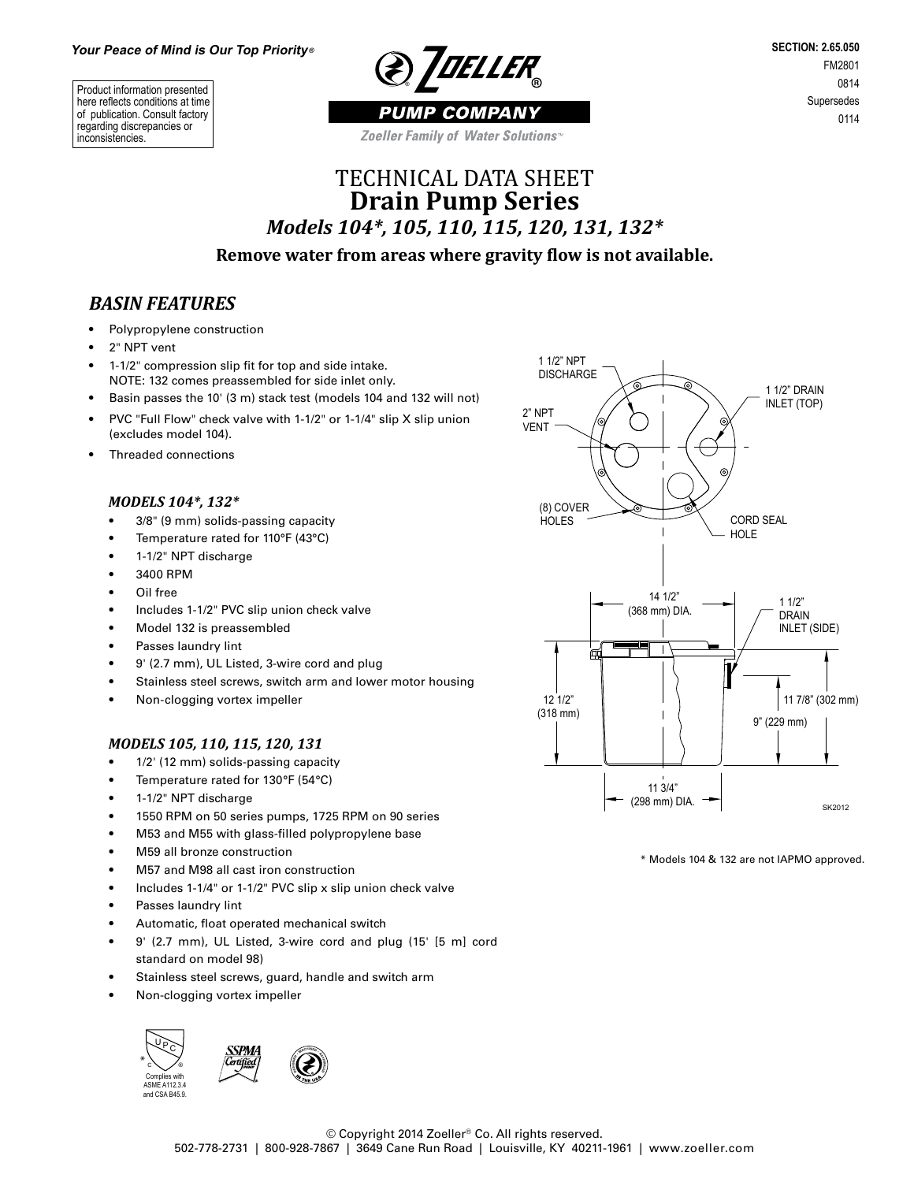*Your Peace of Mind is Our Top Priority®*

Product information presented here reflects conditions at time of publication. Consult factory regarding discrepancies or inconsistencies.

ZOELLER® PUMP COMPANY
Zoeller Family of Water Solutions™

SECTION: 2.65.050
FM2801
0814
Supersedes
0114

# TECHNICAL DATA SHEET
# Drain Pump Series
## *Models 104*, 105, 110, 115, 120, 131, 132**

**Remove water from areas where gravity flow is not available.**

## *BASIN FEATURES*

- Polypropylene construction
- 2" NPT vent
- 1-1/2" compression slip fit for top and side intake.
  NOTE: 132 comes preassembled for side inlet only.
- Basin passes the 10' (3 m) stack test (models 104 and 132 will not)
- PVC "Full Flow" check valve with 1-1/2" or 1-1/4" slip X slip union (excludes model 104).
- Threaded connections

### *MODELS 104*, 132**

- 3/8" (9 mm) solids-passing capacity
- Temperature rated for 110°F (43°C)
- 1-1/2" NPT discharge
- 3400 RPM
- Oil free
- Includes 1-1/2" PVC slip union check valve
- Model 132 is preassembled
- Passes laundry lint
- 9' (2.7 mm), UL Listed, 3-wire cord and plug
- Stainless steel screws, switch arm and lower motor housing
- Non-clogging vortex impeller

### *MODELS 105, 110, 115, 120, 131*

- 1/2' (12 mm) solids-passing capacity
- Temperature rated for 130°F (54°C)
- 1-1/2" NPT discharge
- 1550 RPM on 50 series pumps, 1725 RPM on 90 series
- M53 and M55 with glass-filled polypropylene base
- M59 all bronze construction
- M57 and M98 all cast iron construction
- Includes 1-1/4" or 1-1/2" PVC slip x slip union check valve
- Passes laundry lint
- Automatic, float operated mechanical switch
- 9' (2.7 mm), UL Listed, 3-wire cord and plug (15' [5 m] cord standard on model 98)
- Stainless steel screws, guard, handle and switch arm
- Non-clogging vortex impeller

1 1/2" NPT DISCHARGE
2" NPT VENT
1 1/2" DRAIN INLET (TOP)
(8) COVER HOLES
CORD SEAL HOLE
14 1/2" (368 mm) DIA.
1 1/2" DRAIN INLET (SIDE)
12 1/2" (318 mm)
11 7/8" (302 mm)
9" (229 mm)
11 3/4" (298 mm) DIA.
SK2012

\* Models 104 & 132 are not IAPMO approved.

\* Complies with ASME A112.3.4 and CSA B45.9.

© Copyright 2014 Zoeller® Co. All rights reserved.
502-778-2731 | 800-928-7867 | 3649 Cane Run Road | Louisville, KY 40211-1961 | www.zoeller.com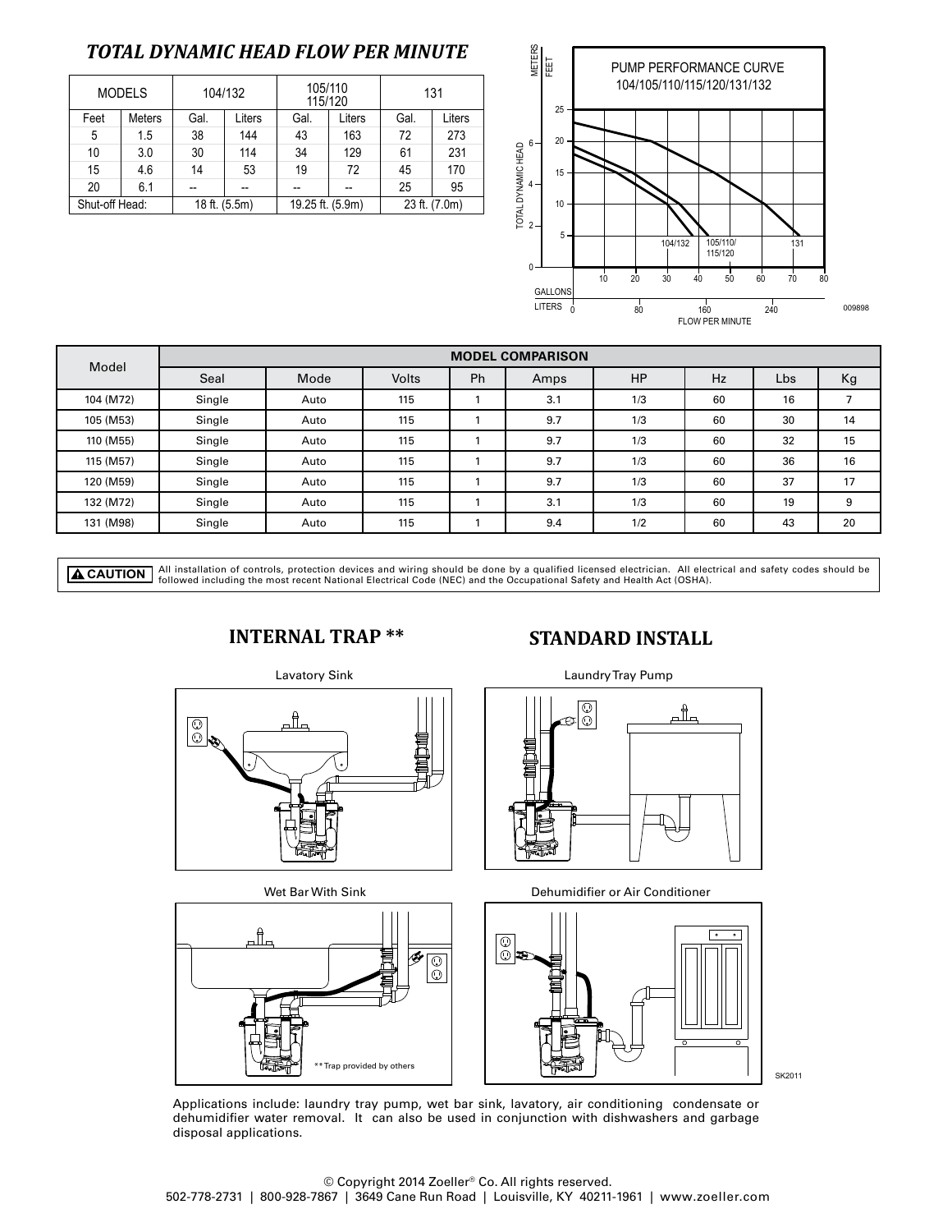## *TOTAL DYNAMIC HEAD FLOW PER MINUTE*

| MODELS | | 104/132 | | 105/110 115/120 | | 131 | |
|---|---|---|---|---|---|---|---|
| Feet | Meters | Gal. | Liters | Gal. | Liters | Gal. | Liters |
| 5 | 1.5 | 38 | 144 | 43 | 163 | 72 | 273 |
| 10 | 3.0 | 30 | 114 | 34 | 129 | 61 | 231 |
| 15 | 4.6 | 14 | 53 | 19 | 72 | 45 | 170 |
| 20 | 6.1 | -- | -- | -- | -- | 25 | 95 |
| Shut-off Head: | | 18 ft. (5.5m) | | 19.25 ft. (5.9m) | | 23 ft. (7.0m) | |

PUMP PERFORMANCE CURVE
104/105/110/115/120/131/132

METERS
FEET
TOTAL DYNAMIC HEAD
25
20
15
10
5
6
4
2
0
104/132
105/110/115/120
131
GALLONS 10 20 30 40 50 60 70 80
LITERS 0 80 160 240
FLOW PER MINUTE
009898

| Model | MODEL COMPARISON | | | | | | | | |
|---|---|---|---|---|---|---|---|---|---|
| | Seal | Mode | Volts | Ph | Amps | HP | Hz | Lbs | Kg |
| 104 (M72) | Single | Auto | 115 | 1 | 3.1 | 1/3 | 60 | 16 | 7 |
| 105 (M53) | Single | Auto | 115 | 1 | 9.7 | 1/3 | 60 | 30 | 14 |
| 110 (M55) | Single | Auto | 115 | 1 | 9.7 | 1/3 | 60 | 32 | 15 |
| 115 (M57) | Single | Auto | 115 | 1 | 9.7 | 1/3 | 60 | 36 | 16 |
| 120 (M59) | Single | Auto | 115 | 1 | 9.7 | 1/3 | 60 | 37 | 17 |
| 132 (M72) | Single | Auto | 115 | 1 | 3.1 | 1/3 | 60 | 19 | 9 |
| 131 (M98) | Single | Auto | 115 | 1 | 9.4 | 1/2 | 60 | 43 | 20 |

**⚠ CAUTION** All installation of controls, protection devices and wiring should be done by a qualified licensed electrician. All electrical and safety codes should be followed including the most recent National Electrical Code (NEC) and the Occupational Safety and Health Act (OSHA).

## INTERNAL TRAP **

Lavatory Sink

Wet Bar With Sink

** Trap provided by others

## STANDARD INSTALL

Laundry Tray Pump

Dehumidifier or Air Conditioner

SK2011

Applications include: laundry tray pump, wet bar sink, lavatory, air conditioning condensate or dehumidifier water removal. It can also be used in conjunction with dishwashers and garbage disposal applications.

© Copyright 2014 Zoeller® Co. All rights reserved.
502-778-2731 | 800-928-7867 | 3649 Cane Run Road | Louisville, KY 40211-1961 | www.zoeller.com